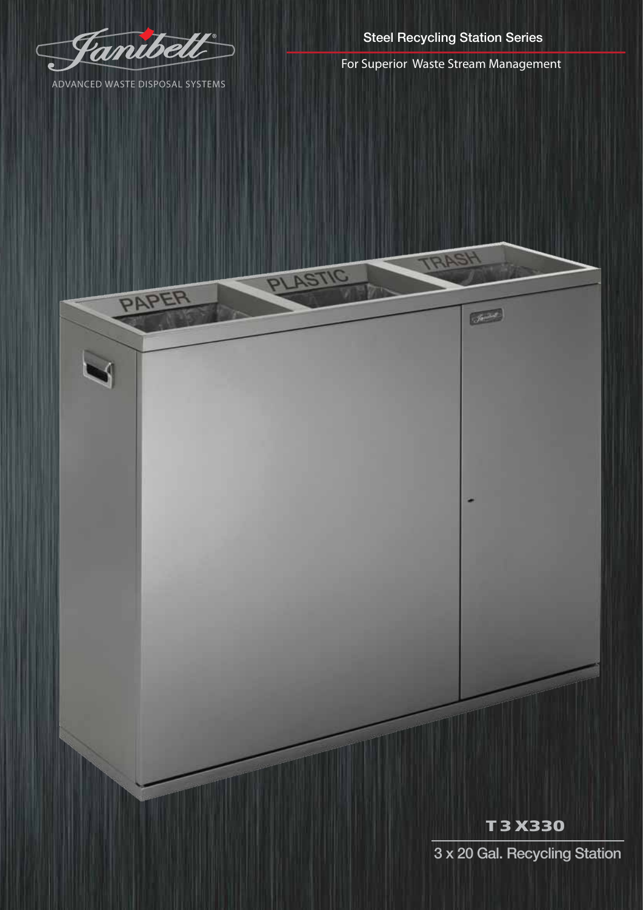Janibell®

ADVANCED WASTE DISPOSAL SYSTEMS

## Steel Recycling Station Series

For Superior Waste Stream Management

PAPER PLASTIC TRASH

# T3 X330

3 x 20 Gal. Recycling Station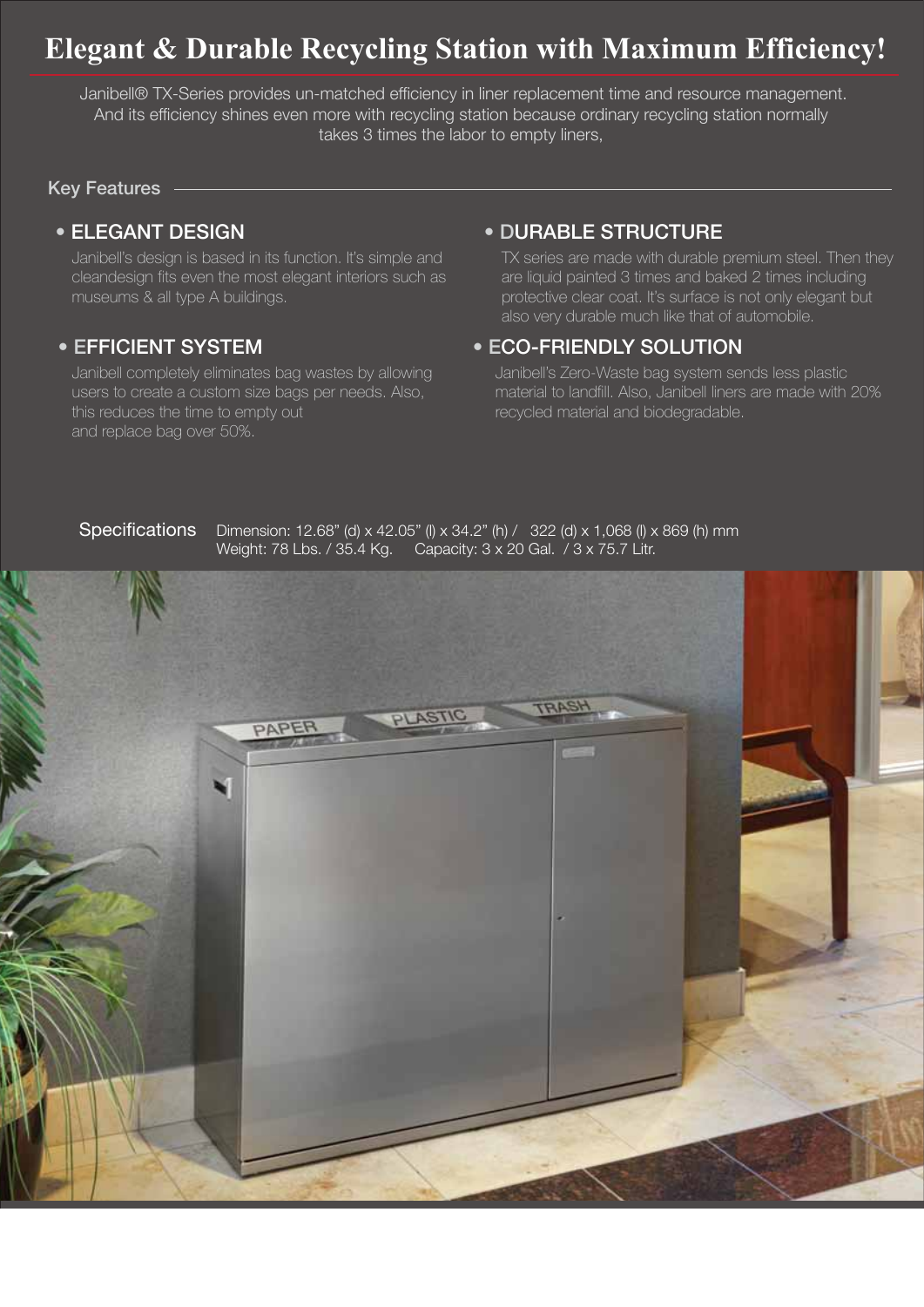# Elegant & Durable Recycling Station with Maximum Efficiency!

Janibell® TX-Series provides un-matched efficiency in liner replacement time and resource management. And its efficiency shines even more with recycling station because ordinary recycling station normally takes 3 times the labor to empty liners,

## Key Features

- **ELEGANT DESIGN**

  Janibell's design is based in its function. It's simple and cleandesign fits even the most elegant interiors such as museums & all type A buildings.

- **EFFICIENT SYSTEM**

  Janibell completely eliminates bag wastes by allowing users to create a custom size bags per needs. Also, this reduces the time to empty out and replace bag over 50%.

- **DURABLE STRUCTURE**

  TX series are made with durable premium steel. Then they are liquid painted 3 times and baked 2 times including protective clear coat. It's surface is not only elegant but also very durable much like that of automobile.

- **ECO-FRIENDLY SOLUTION**

  Janibell's Zero-Waste bag system sends less plastic material to landfill. Also, Janibell liners are made with 20% recycled material and biodegradable.

**Specifications**

Dimension: 12.68" (d) x 42.05" (l) x 34.2" (h) / 322 (d) x 1,068 (l) x 869 (h) mm
Weight: 78 Lbs. / 35.4 Kg. Capacity: 3 x 20 Gal. / 3 x 75.7 Litr.